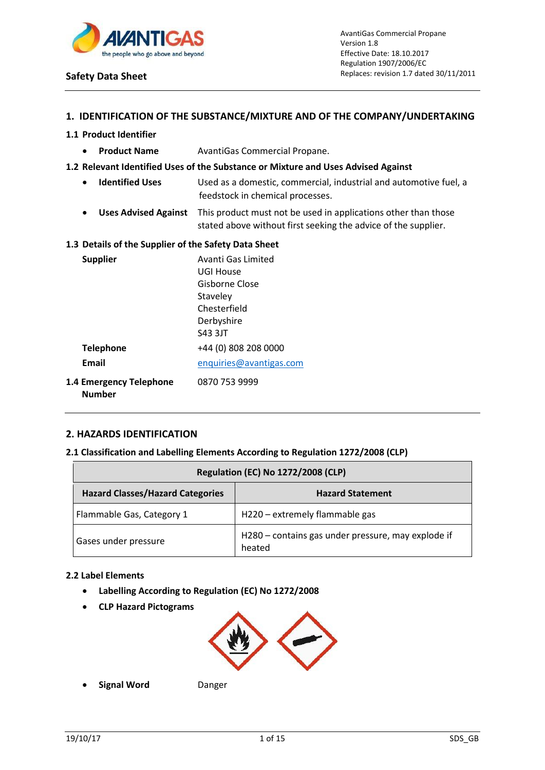AvantiGas Commercial Propane
Version 1.8
Effective Date: 18.10.2017
Regulation 1907/2006/EC
Replaces: revision 1.7 dated 30/11/2011

**Safety Data Sheet**

## 1. IDENTIFICATION OF THE SUBSTANCE/MIXTURE AND OF THE COMPANY/UNDERTAKING

### 1.1 Product Identifier

- **Product Name** AvantiGas Commercial Propane.

### 1.2 Relevant Identified Uses of the Substance or Mixture and Uses Advised Against

- **Identified Uses** Used as a domestic, commercial, industrial and automotive fuel, a feedstock in chemical processes.
- **Uses Advised Against** This product must not be used in applications other than those stated above without first seeking the advice of the supplier.

### 1.3 Details of the Supplier of the Safety Data Sheet

**Supplier**
Avanti Gas Limited
UGI House
Gisborne Close
Staveley
Chesterfield
Derbyshire
S43 3JT

**Telephone** +44 (0) 808 208 0000

**Email** enquiries@avantigas.com

### 1.4 Emergency Telephone Number

0870 753 9999

## 2. HAZARDS IDENTIFICATION

### 2.1 Classification and Labelling Elements According to Regulation 1272/2008 (CLP)

| Regulation (EC) No 1272/2008 (CLP) | |
|---|---|
| **Hazard Classes/Hazard Categories** | **Hazard Statement** |
| Flammable Gas, Category 1 | H220 – extremely flammable gas |
| Gases under pressure | H280 – contains gas under pressure, may explode if heated |

### 2.2 Label Elements

- **Labelling According to Regulation (EC) No 1272/2008**
- **CLP Hazard Pictograms**
- **Signal Word** Danger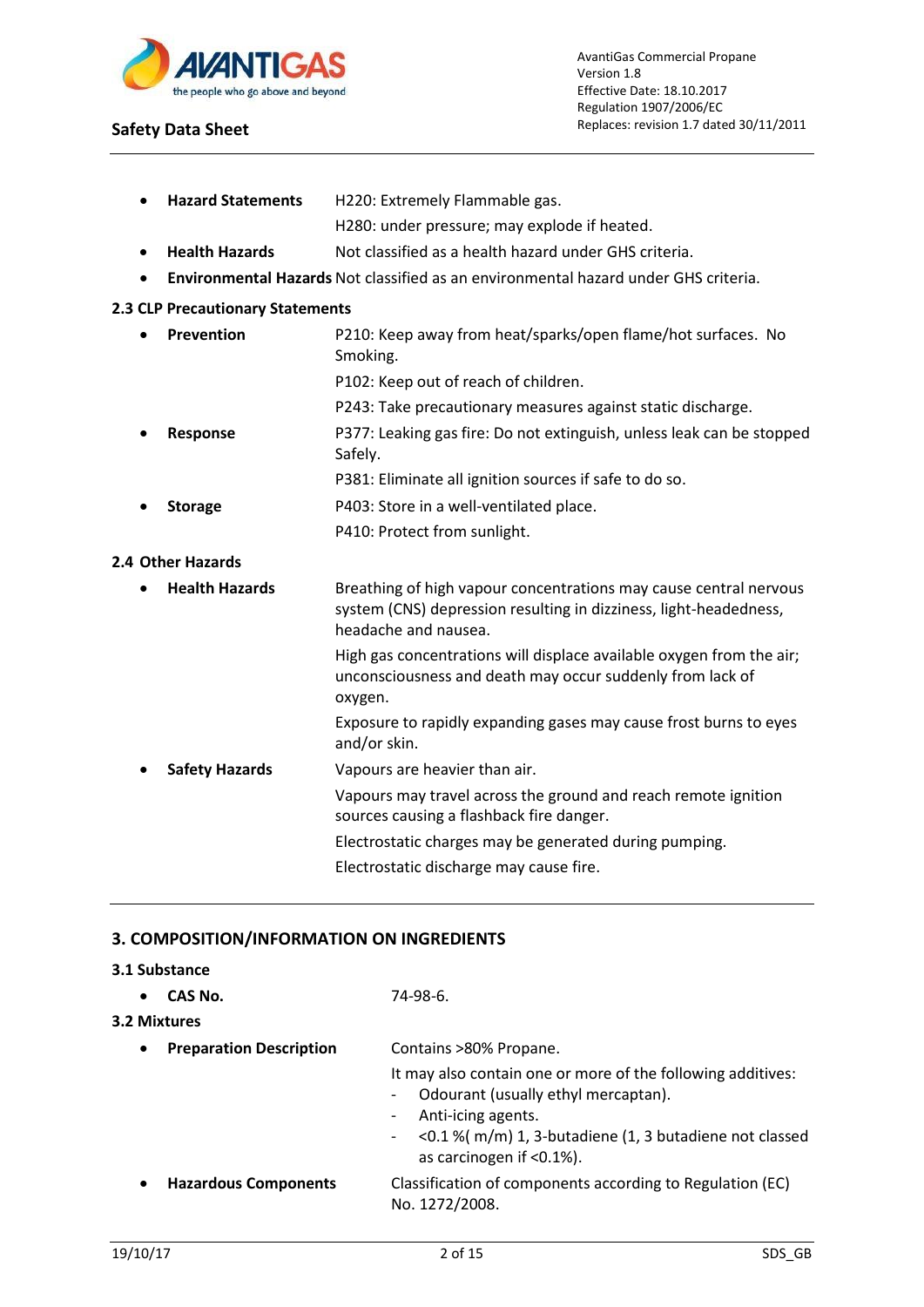- **Hazard Statements** H220: Extremely Flammable gas.

  H280: under pressure; may explode if heated.
- **Health Hazards** Not classified as a health hazard under GHS criteria.
- **Environmental Hazards** Not classified as an environmental hazard under GHS criteria.

### 2.3 CLP Precautionary Statements

- **Prevention** P210: Keep away from heat/sparks/open flame/hot surfaces. No Smoking.

  P102: Keep out of reach of children.

  P243: Take precautionary measures against static discharge.
- **Response** P377: Leaking gas fire: Do not extinguish, unless leak can be stopped Safely.

  P381: Eliminate all ignition sources if safe to do so.
- **Storage** P403: Store in a well-ventilated place.

  P410: Protect from sunlight.

### 2.4 Other Hazards

- **Health Hazards** Breathing of high vapour concentrations may cause central nervous system (CNS) depression resulting in dizziness, light-headedness, headache and nausea.

  High gas concentrations will displace available oxygen from the air; unconsciousness and death may occur suddenly from lack of oxygen.

  Exposure to rapidly expanding gases may cause frost burns to eyes and/or skin.
- **Safety Hazards** Vapours are heavier than air.

  Vapours may travel across the ground and reach remote ignition sources causing a flashback fire danger.

  Electrostatic charges may be generated during pumping.

  Electrostatic discharge may cause fire.

## 3. COMPOSITION/INFORMATION ON INGREDIENTS

### 3.1 Substance

- **CAS No.** 74-98-6.

### 3.2 Mixtures

- **Preparation Description** Contains >80% Propane.

  It may also contain one or more of the following additives:
  - Odourant (usually ethyl mercaptan).
  - Anti-icing agents.
  - <0.1 %( m/m) 1, 3-butadiene (1, 3 butadiene not classed as carcinogen if <0.1%).
- **Hazardous Components** Classification of components according to Regulation (EC) No. 1272/2008.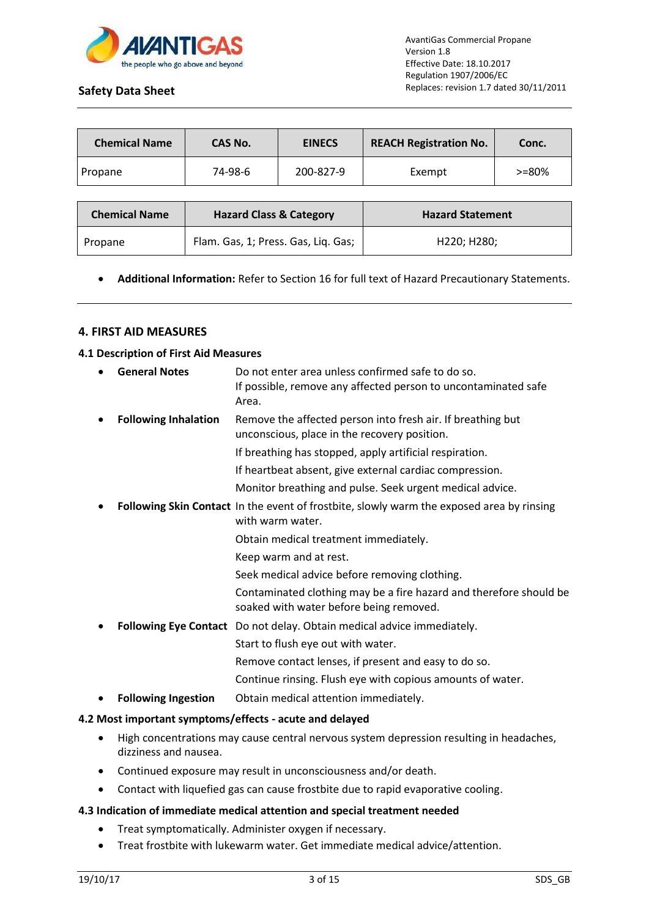| Chemical Name | CAS No. | EINECS | REACH Registration No. | Conc. |
|---|---|---|---|---|
| Propane | 74-98-6 | 200-827-9 | Exempt | >=80% |

| Chemical Name | Hazard Class & Category | Hazard Statement |
|---|---|---|
| Propane | Flam. Gas, 1; Press. Gas, Liq. Gas; | H220; H280; |

- **Additional Information:** Refer to Section 16 for full text of Hazard Precautionary Statements.

## 4. FIRST AID MEASURES

### 4.1 Description of First Aid Measures

- **General Notes** Do not enter area unless confirmed safe to do so.
  If possible, remove any affected person to uncontaminated safe Area.
- **Following Inhalation** Remove the affected person into fresh air. If breathing but unconscious, place in the recovery position.
  If breathing has stopped, apply artificial respiration.
  If heartbeat absent, give external cardiac compression.
  Monitor breathing and pulse. Seek urgent medical advice.
- **Following Skin Contact** In the event of frostbite, slowly warm the exposed area by rinsing with warm water.
  Obtain medical treatment immediately.
  Keep warm and at rest.
  Seek medical advice before removing clothing.
  Contaminated clothing may be a fire hazard and therefore should be soaked with water before being removed.
- **Following Eye Contact** Do not delay. Obtain medical advice immediately.
  Start to flush eye out with water.
  Remove contact lenses, if present and easy to do so.
  Continue rinsing. Flush eye with copious amounts of water.
- **Following Ingestion** Obtain medical attention immediately.

### 4.2 Most important symptoms/effects - acute and delayed

- High concentrations may cause central nervous system depression resulting in headaches, dizziness and nausea.
- Continued exposure may result in unconsciousness and/or death.
- Contact with liquefied gas can cause frostbite due to rapid evaporative cooling.

### 4.3 Indication of immediate medical attention and special treatment needed

- Treat symptomatically. Administer oxygen if necessary.
- Treat frostbite with lukewarm water. Get immediate medical advice/attention.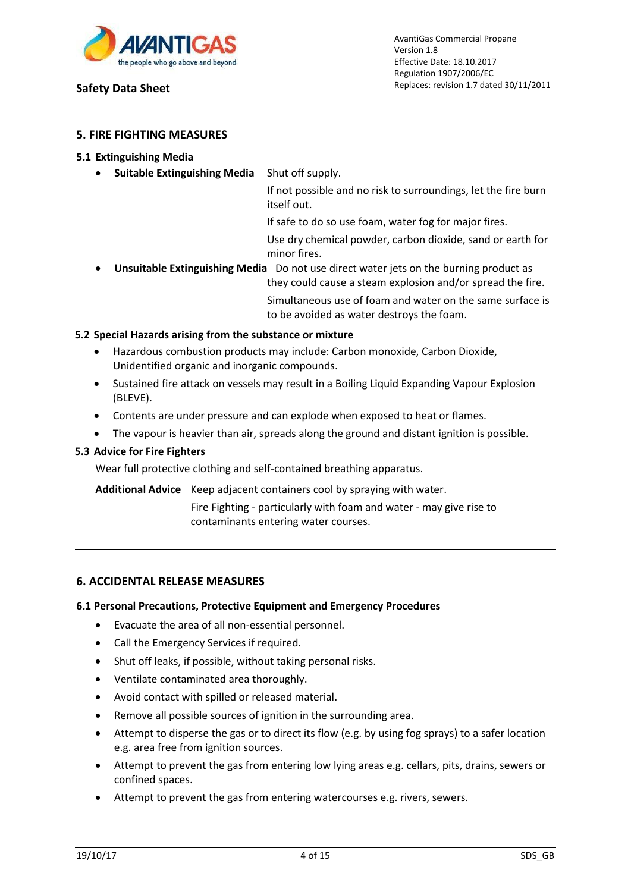## 5. FIRE FIGHTING MEASURES

### 5.1 Extinguishing Media

- **Suitable Extinguishing Media** Shut off supply.

  If not possible and no risk to surroundings, let the fire burn itself out.

  If safe to do so use foam, water fog for major fires.

  Use dry chemical powder, carbon dioxide, sand or earth for minor fires.

- **Unsuitable Extinguishing Media** Do not use direct water jets on the burning product as they could cause a steam explosion and/or spread the fire.

  Simultaneous use of foam and water on the same surface is to be avoided as water destroys the foam.

### 5.2 Special Hazards arising from the substance or mixture

- Hazardous combustion products may include: Carbon monoxide, Carbon Dioxide, Unidentified organic and inorganic compounds.
- Sustained fire attack on vessels may result in a Boiling Liquid Expanding Vapour Explosion (BLEVE).
- Contents are under pressure and can explode when exposed to heat or flames.
- The vapour is heavier than air, spreads along the ground and distant ignition is possible.

### 5.3 Advice for Fire Fighters

Wear full protective clothing and self-contained breathing apparatus.

**Additional Advice** Keep adjacent containers cool by spraying with water.

Fire Fighting - particularly with foam and water - may give rise to contaminants entering water courses.

## 6. ACCIDENTAL RELEASE MEASURES

### 6.1 Personal Precautions, Protective Equipment and Emergency Procedures

- Evacuate the area of all non-essential personnel.
- Call the Emergency Services if required.
- Shut off leaks, if possible, without taking personal risks.
- Ventilate contaminated area thoroughly.
- Avoid contact with spilled or released material.
- Remove all possible sources of ignition in the surrounding area.
- Attempt to disperse the gas or to direct its flow (e.g. by using fog sprays) to a safer location e.g. area free from ignition sources.
- Attempt to prevent the gas from entering low lying areas e.g. cellars, pits, drains, sewers or confined spaces.
- Attempt to prevent the gas from entering watercourses e.g. rivers, sewers.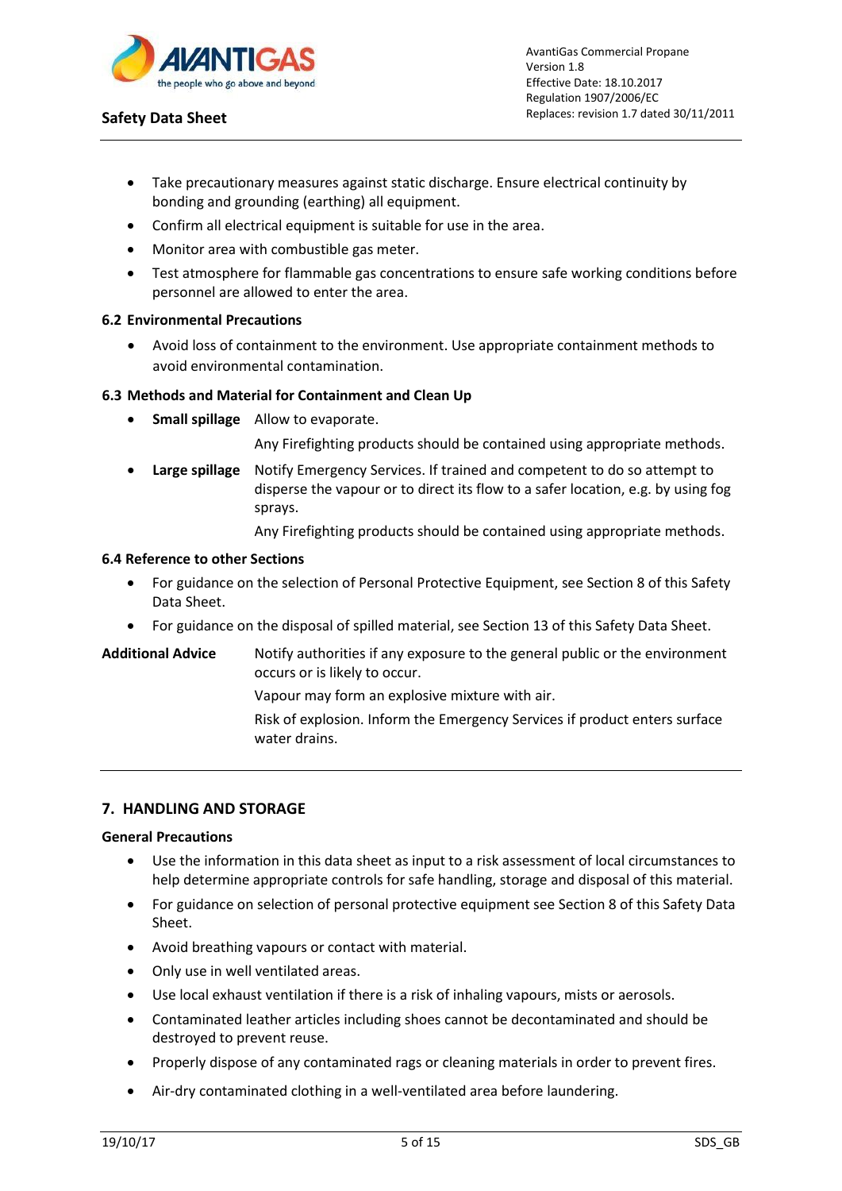- Take precautionary measures against static discharge. Ensure electrical continuity by bonding and grounding (earthing) all equipment.
- Confirm all electrical equipment is suitable for use in the area.
- Monitor area with combustible gas meter.
- Test atmosphere for flammable gas concentrations to ensure safe working conditions before personnel are allowed to enter the area.

### 6.2 Environmental Precautions

- Avoid loss of containment to the environment. Use appropriate containment methods to avoid environmental contamination.

### 6.3 Methods and Material for Containment and Clean Up

- **Small spillage** Allow to evaporate.

  Any Firefighting products should be contained using appropriate methods.

- **Large spillage** Notify Emergency Services. If trained and competent to do so attempt to disperse the vapour or to direct its flow to a safer location, e.g. by using fog sprays.

  Any Firefighting products should be contained using appropriate methods.

### 6.4 Reference to other Sections

- For guidance on the selection of Personal Protective Equipment, see Section 8 of this Safety Data Sheet.
- For guidance on the disposal of spilled material, see Section 13 of this Safety Data Sheet.

**Additional Advice** Notify authorities if any exposure to the general public or the environment occurs or is likely to occur.

Vapour may form an explosive mixture with air.

Risk of explosion. Inform the Emergency Services if product enters surface water drains.

## 7. HANDLING AND STORAGE

**General Precautions**

- Use the information in this data sheet as input to a risk assessment of local circumstances to help determine appropriate controls for safe handling, storage and disposal of this material.
- For guidance on selection of personal protective equipment see Section 8 of this Safety Data Sheet.
- Avoid breathing vapours or contact with material.
- Only use in well ventilated areas.
- Use local exhaust ventilation if there is a risk of inhaling vapours, mists or aerosols.
- Contaminated leather articles including shoes cannot be decontaminated and should be destroyed to prevent reuse.
- Properly dispose of any contaminated rags or cleaning materials in order to prevent fires.
- Air-dry contaminated clothing in a well-ventilated area before laundering.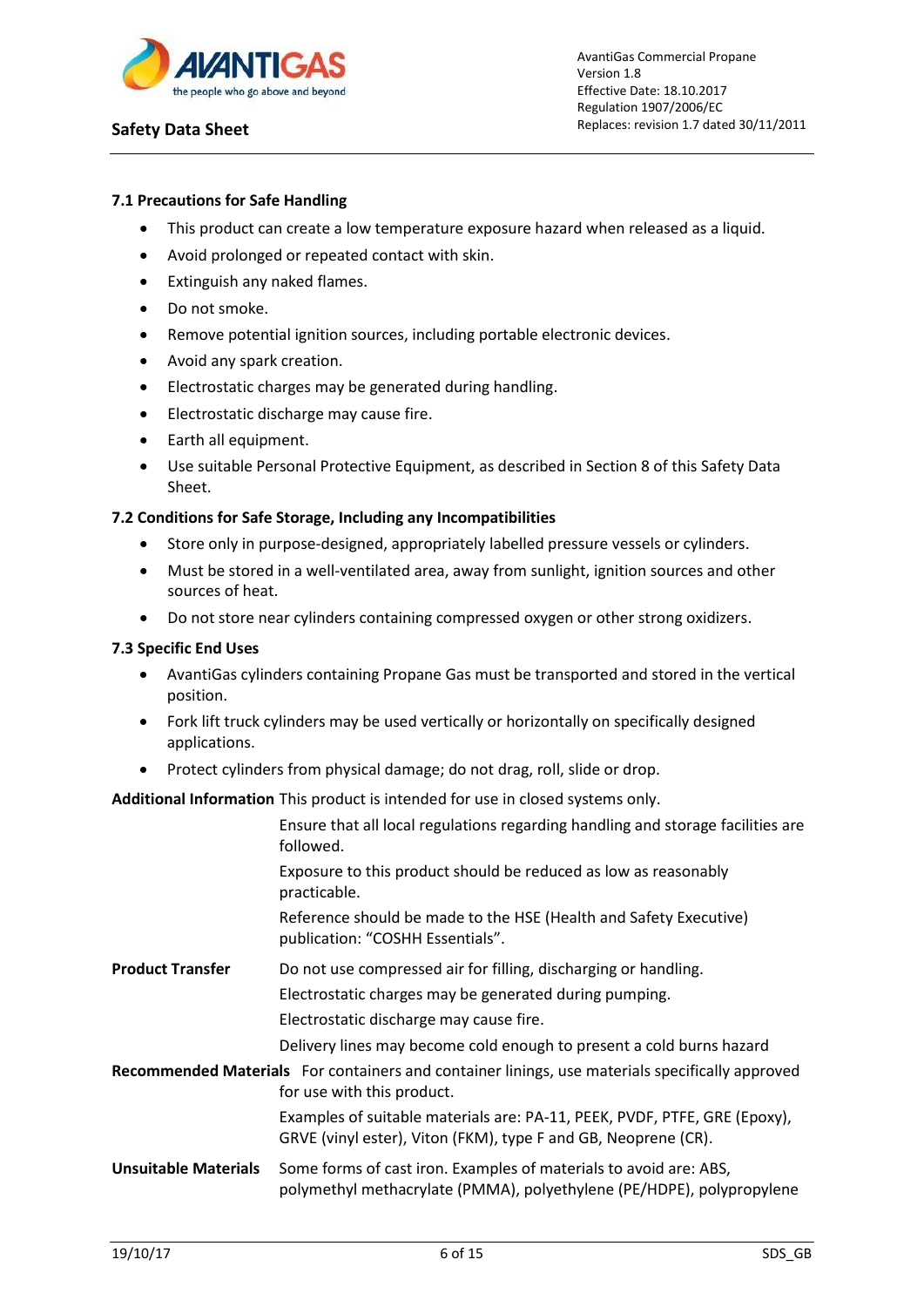### 7.1 Precautions for Safe Handling

- This product can create a low temperature exposure hazard when released as a liquid.
- Avoid prolonged or repeated contact with skin.
- Extinguish any naked flames.
- Do not smoke.
- Remove potential ignition sources, including portable electronic devices.
- Avoid any spark creation.
- Electrostatic charges may be generated during handling.
- Electrostatic discharge may cause fire.
- Earth all equipment.
- Use suitable Personal Protective Equipment, as described in Section 8 of this Safety Data Sheet.

### 7.2 Conditions for Safe Storage, Including any Incompatibilities

- Store only in purpose-designed, appropriately labelled pressure vessels or cylinders.
- Must be stored in a well-ventilated area, away from sunlight, ignition sources and other sources of heat.
- Do not store near cylinders containing compressed oxygen or other strong oxidizers.

### 7.3 Specific End Uses

- AvantiGas cylinders containing Propane Gas must be transported and stored in the vertical position.
- Fork lift truck cylinders may be used vertically or horizontally on specifically designed applications.
- Protect cylinders from physical damage; do not drag, roll, slide or drop.

**Additional Information** This product is intended for use in closed systems only.

Ensure that all local regulations regarding handling and storage facilities are followed.

Exposure to this product should be reduced as low as reasonably practicable.

Reference should be made to the HSE (Health and Safety Executive) publication: "COSHH Essentials".

**Product Transfer** Do not use compressed air for filling, discharging or handling.

Electrostatic charges may be generated during pumping.

Electrostatic discharge may cause fire.

Delivery lines may become cold enough to present a cold burns hazard

**Recommended Materials** For containers and container linings, use materials specifically approved for use with this product.

Examples of suitable materials are: PA-11, PEEK, PVDF, PTFE, GRE (Epoxy), GRVE (vinyl ester), Viton (FKM), type F and GB, Neoprene (CR).

**Unsuitable Materials** Some forms of cast iron. Examples of materials to avoid are: ABS, polymethyl methacrylate (PMMA), polyethylene (PE/HDPE), polypropylene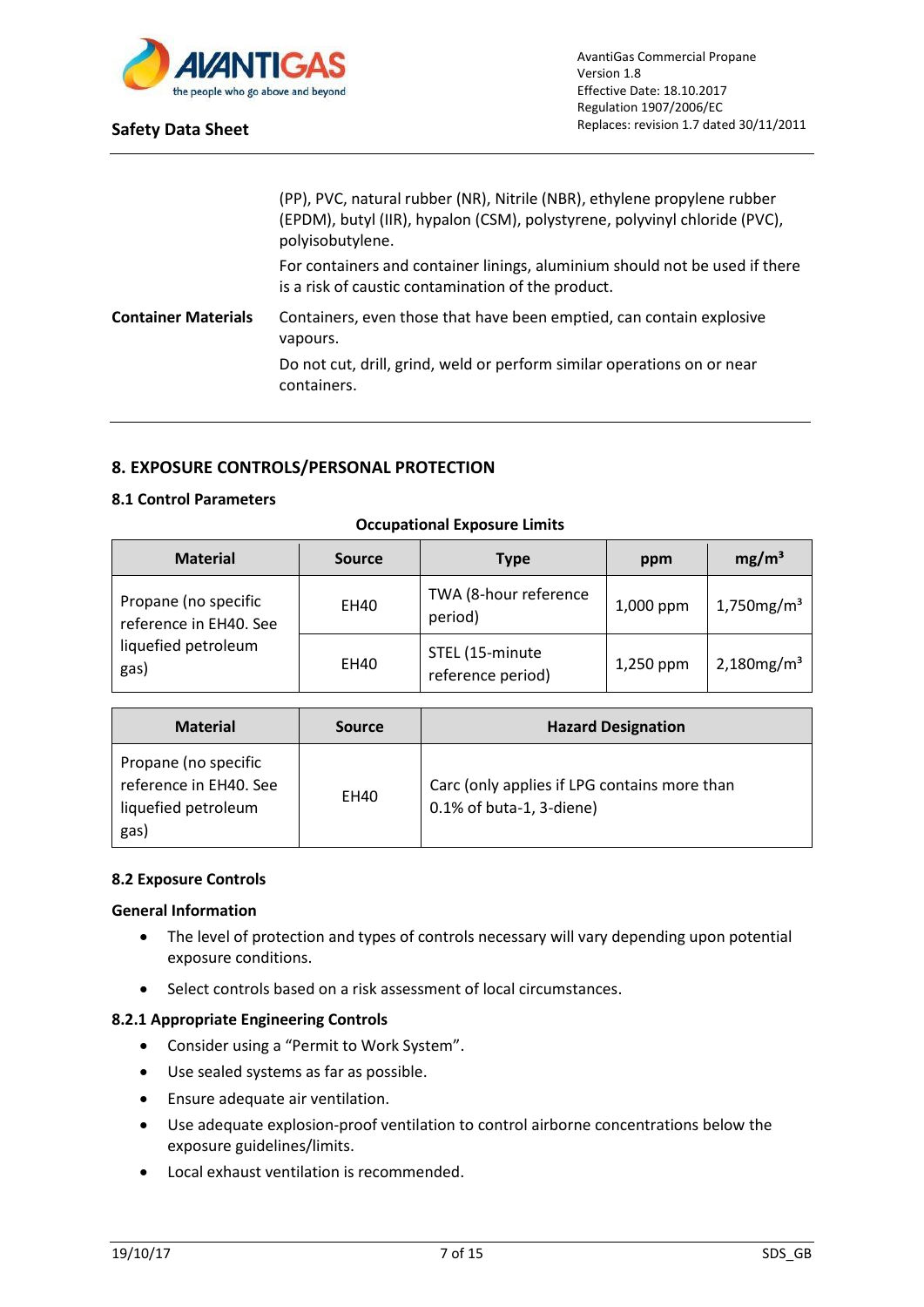(PP), PVC, natural rubber (NR), Nitrile (NBR), ethylene propylene rubber (EPDM), butyl (IIR), hypalon (CSM), polystyrene, polyvinyl chloride (PVC), polyisobutylene.

For containers and container linings, aluminium should not be used if there is a risk of caustic contamination of the product.

**Container Materials**

Containers, even those that have been emptied, can contain explosive vapours.

Do not cut, drill, grind, weld or perform similar operations on or near containers.

## 8. EXPOSURE CONTROLS/PERSONAL PROTECTION

### 8.1 Control Parameters

**Occupational Exposure Limits**

| Material | Source | Type | ppm | mg/m³ |
|---|---|---|---|---|
| Propane (no specific reference in EH40. See liquefied petroleum gas) | EH40 | TWA (8-hour reference period) | 1,000 ppm | 1,750mg/m³ |
| | EH40 | STEL (15-minute reference period) | 1,250 ppm | 2,180mg/m³ |

| Material | Source | Hazard Designation |
|---|---|---|
| Propane (no specific reference in EH40. See liquefied petroleum gas) | EH40 | Carc (only applies if LPG contains more than 0.1% of buta-1, 3-diene) |

### 8.2 Exposure Controls

**General Information**

- The level of protection and types of controls necessary will vary depending upon potential exposure conditions.
- Select controls based on a risk assessment of local circumstances.

**8.2.1 Appropriate Engineering Controls**

- Consider using a "Permit to Work System".
- Use sealed systems as far as possible.
- Ensure adequate air ventilation.
- Use adequate explosion-proof ventilation to control airborne concentrations below the exposure guidelines/limits.
- Local exhaust ventilation is recommended.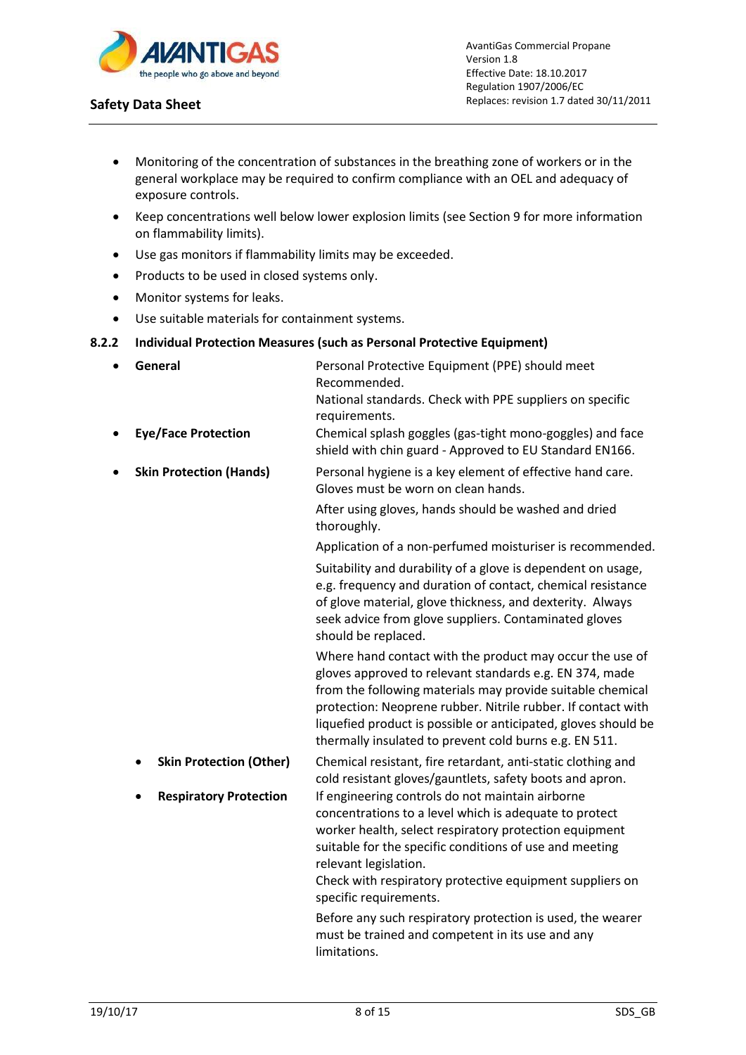- Monitoring of the concentration of substances in the breathing zone of workers or in the general workplace may be required to confirm compliance with an OEL and adequacy of exposure controls.
- Keep concentrations well below lower explosion limits (see Section 9 for more information on flammability limits).
- Use gas monitors if flammability limits may be exceeded.
- Products to be used in closed systems only.
- Monitor systems for leaks.
- Use suitable materials for containment systems.

**8.2.2 Individual Protection Measures (such as Personal Protective Equipment)**

- **General** — Personal Protective Equipment (PPE) should meet Recommended.
  National standards. Check with PPE suppliers on specific requirements.
- **Eye/Face Protection** — Chemical splash goggles (gas-tight mono-goggles) and face shield with chin guard - Approved to EU Standard EN166.
- **Skin Protection (Hands)** — Personal hygiene is a key element of effective hand care. Gloves must be worn on clean hands.

  After using gloves, hands should be washed and dried thoroughly.

  Application of a non-perfumed moisturiser is recommended.

  Suitability and durability of a glove is dependent on usage, e.g. frequency and duration of contact, chemical resistance of glove material, glove thickness, and dexterity. Always seek advice from glove suppliers. Contaminated gloves should be replaced.

  Where hand contact with the product may occur the use of gloves approved to relevant standards e.g. EN 374, made from the following materials may provide suitable chemical protection: Neoprene rubber. Nitrile rubber. If contact with liquefied product is possible or anticipated, gloves should be thermally insulated to prevent cold burns e.g. EN 511.

  - **Skin Protection (Other)** — Chemical resistant, fire retardant, anti-static clothing and cold resistant gloves/gauntlets, safety boots and apron.
  - **Respiratory Protection** — If engineering controls do not maintain airborne concentrations to a level which is adequate to protect worker health, select respiratory protection equipment suitable for the specific conditions of use and meeting relevant legislation.
    Check with respiratory protective equipment suppliers on specific requirements.

    Before any such respiratory protection is used, the wearer must be trained and competent in its use and any limitations.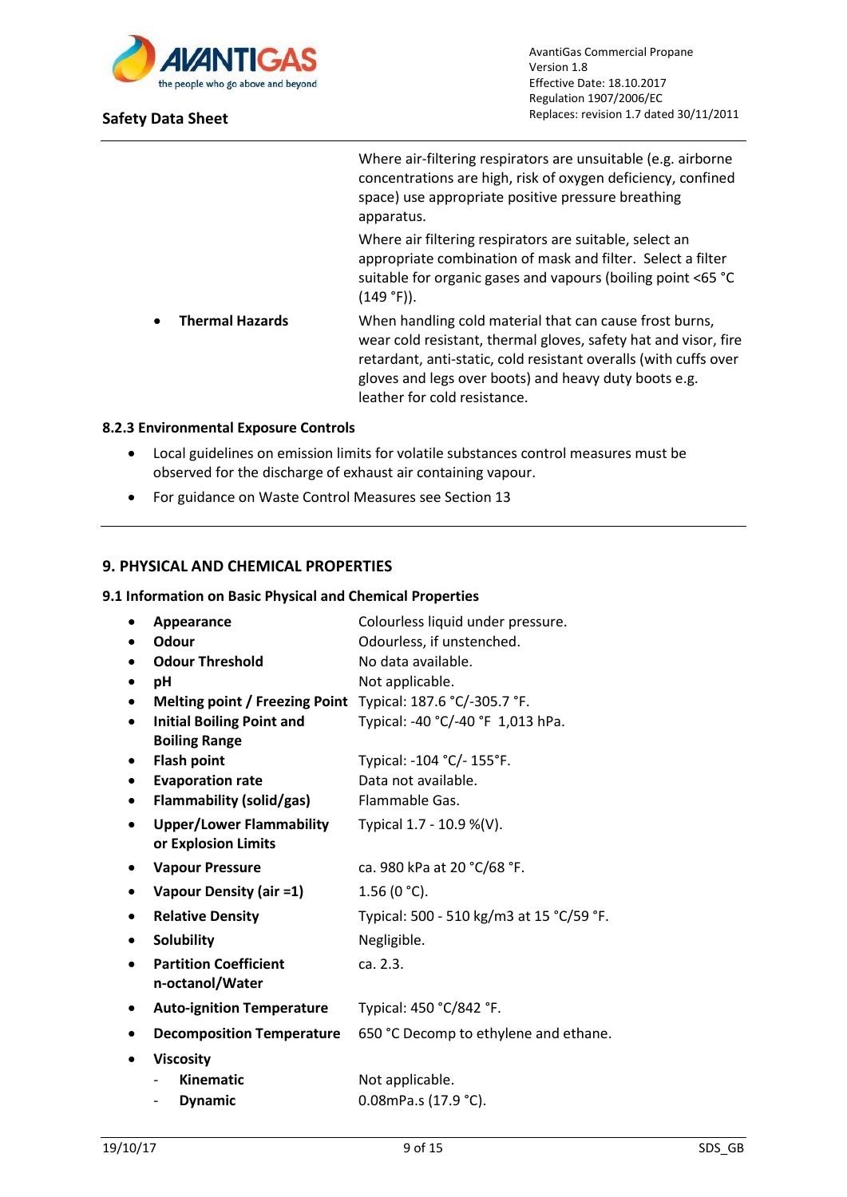Where air-filtering respirators are unsuitable (e.g. airborne concentrations are high, risk of oxygen deficiency, confined space) use appropriate positive pressure breathing apparatus.

Where air filtering respirators are suitable, select an appropriate combination of mask and filter. Select a filter suitable for organic gases and vapours (boiling point <65 °C (149 °F)).

- **Thermal Hazards** — When handling cold material that can cause frost burns, wear cold resistant, thermal gloves, safety hat and visor, fire retardant, anti-static, cold resistant overalls (with cuffs over gloves and legs over boots) and heavy duty boots e.g. leather for cold resistance.

#### 8.2.3 Environmental Exposure Controls

- Local guidelines on emission limits for volatile substances control measures must be observed for the discharge of exhaust air containing vapour.
- For guidance on Waste Control Measures see Section 13

## 9. PHYSICAL AND CHEMICAL PROPERTIES

### 9.1 Information on Basic Physical and Chemical Properties

- **Appearance** — Colourless liquid under pressure.
- **Odour** — Odourless, if unstenched.
- **Odour Threshold** — No data available.
- **pH** — Not applicable.
- **Melting point / Freezing Point** — Typical: 187.6 °C/-305.7 °F.
- **Initial Boiling Point and Boiling Range** — Typical: -40 °C/-40 °F 1,013 hPa.
- **Flash point** — Typical: -104 °C/- 155°F.
- **Evaporation rate** — Data not available.
- **Flammability (solid/gas)** — Flammable Gas.
- **Upper/Lower Flammability or Explosion Limits** — Typical 1.7 - 10.9 %(V).
- **Vapour Pressure** — ca. 980 kPa at 20 °C/68 °F.
- **Vapour Density (air =1)** — 1.56 (0 °C).
- **Relative Density** — Typical: 500 - 510 kg/m3 at 15 °C/59 °F.
- **Solubility** — Negligible.
- **Partition Coefficient n-octanol/Water** — ca. 2.3.
- **Auto-ignition Temperature** — Typical: 450 °C/842 °F.
- **Decomposition Temperature** — 650 °C Decomp to ethylene and ethane.
- **Viscosity**
  - **Kinematic** — Not applicable.
  - **Dynamic** — 0.08mPa.s (17.9 °C).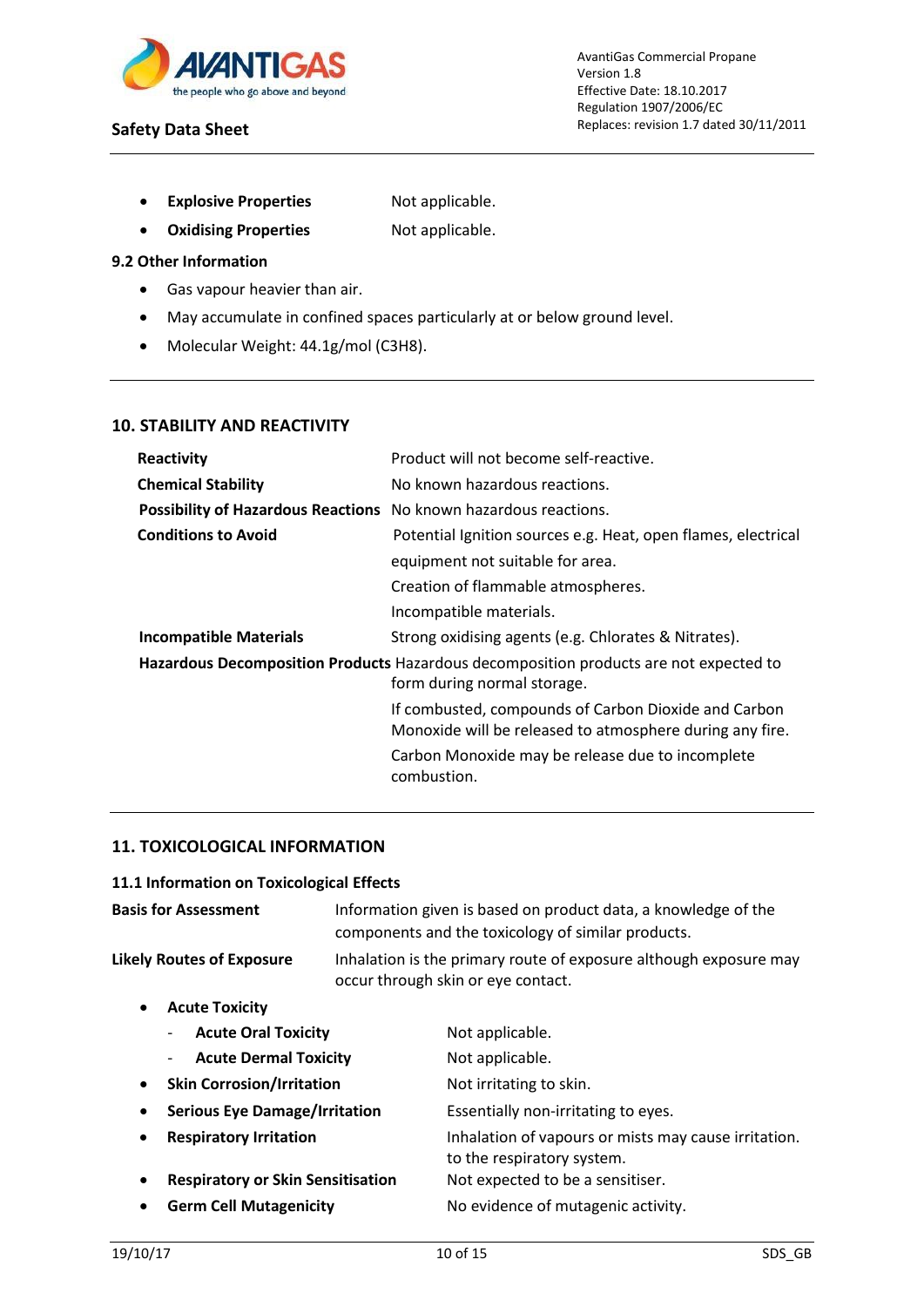- **Explosive Properties** Not applicable.
- **Oxidising Properties** Not applicable.

### 9.2 Other Information

- Gas vapour heavier than air.
- May accumulate in confined spaces particularly at or below ground level.
- Molecular Weight: 44.1g/mol ($C_3H_8$).

## 10. STABILITY AND REACTIVITY

| | |
|---|---|
| **Reactivity** | Product will not become self-reactive. |
| **Chemical Stability** | No known hazardous reactions. |
| **Possibility of Hazardous Reactions** | No known hazardous reactions. |
| **Conditions to Avoid** | Potential Ignition sources e.g. Heat, open flames, electrical equipment not suitable for area.<br>Creation of flammable atmospheres.<br>Incompatible materials. |
| **Incompatible Materials** | Strong oxidising agents (e.g. Chlorates & Nitrates). |
| **Hazardous Decomposition Products** | Hazardous decomposition products are not expected to form during normal storage.<br>If combusted, compounds of Carbon Dioxide and Carbon Monoxide will be released to atmosphere during any fire.<br>Carbon Monoxide may be release due to incomplete combustion. |

## 11. TOXICOLOGICAL INFORMATION

### 11.1 Information on Toxicological Effects

| | |
|---|---|
| **Basis for Assessment** | Information given is based on product data, a knowledge of the components and the toxicology of similar products. |
| **Likely Routes of Exposure** | Inhalation is the primary route of exposure although exposure may occur through skin or eye contact. |

- **Acute Toxicity**
  - **Acute Oral Toxicity** Not applicable.
  - **Acute Dermal Toxicity** Not applicable.
- **Skin Corrosion/Irritation** Not irritating to skin.
- **Serious Eye Damage/Irritation** Essentially non-irritating to eyes.
- **Respiratory Irritation** Inhalation of vapours or mists may cause irritation. to the respiratory system.
- **Respiratory or Skin Sensitisation** Not expected to be a sensitiser.
- **Germ Cell Mutagenicity** No evidence of mutagenic activity.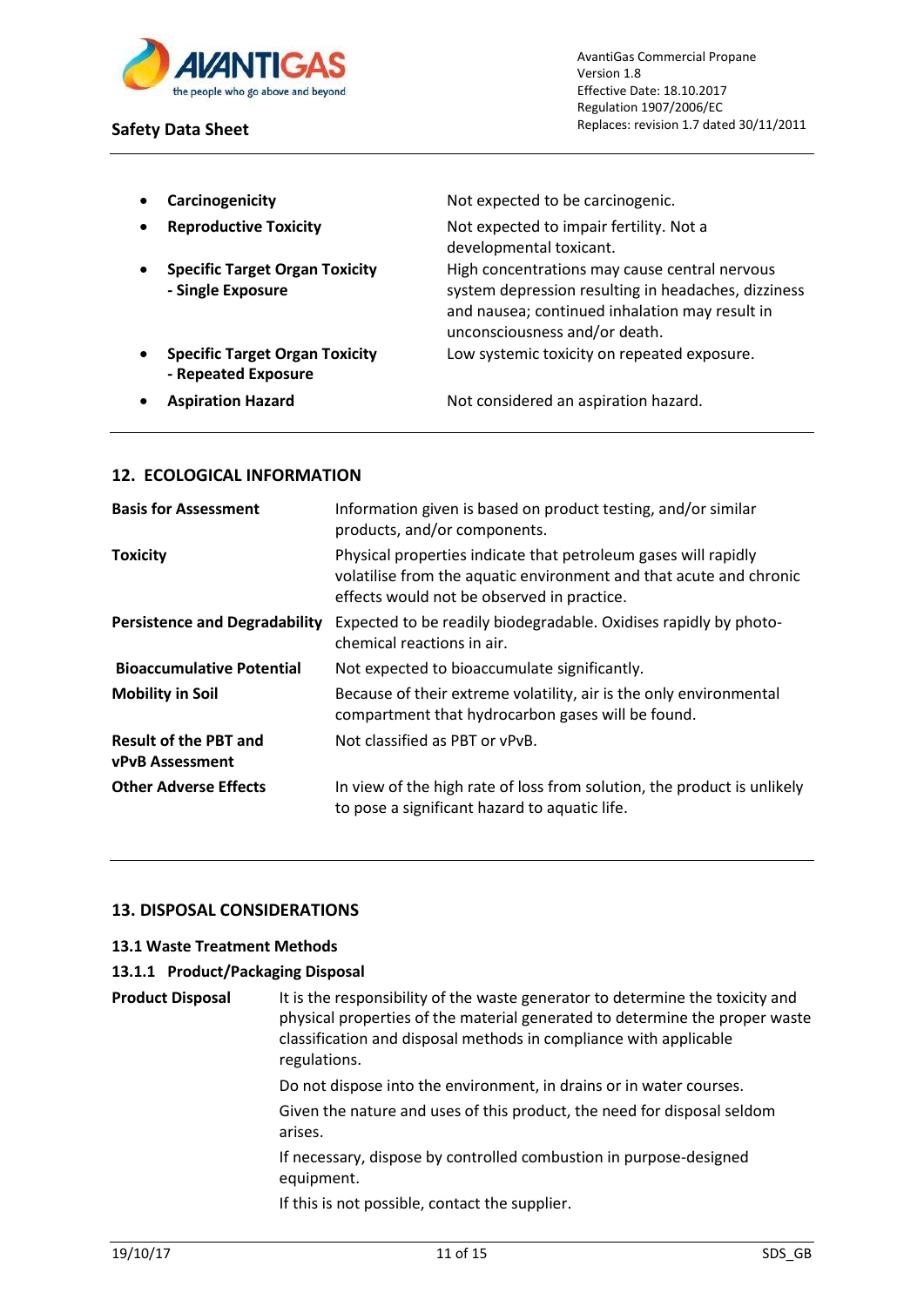- **Carcinogenicity** Not expected to be carcinogenic.
- **Reproductive Toxicity** Not expected to impair fertility. Not a developmental toxicant.
- **Specific Target Organ Toxicity - Single Exposure** High concentrations may cause central nervous system depression resulting in headaches, dizziness and nausea; continued inhalation may result in unconsciousness and/or death.
- **Specific Target Organ Toxicity - Repeated Exposure** Low systemic toxicity on repeated exposure.
- **Aspiration Hazard** Not considered an aspiration hazard.

## 12. ECOLOGICAL INFORMATION

| | |
|---|---|
| **Basis for Assessment** | Information given is based on product testing, and/or similar products, and/or components. |
| **Toxicity** | Physical properties indicate that petroleum gases will rapidly volatilise from the aquatic environment and that acute and chronic effects would not be observed in practice. |
| **Persistence and Degradability** | Expected to be readily biodegradable. Oxidises rapidly by photo-chemical reactions in air. |
| **Bioaccumulative Potential** | Not expected to bioaccumulate significantly. |
| **Mobility in Soil** | Because of their extreme volatility, air is the only environmental compartment that hydrocarbon gases will be found. |
| **Result of the PBT and vPvB Assessment** | Not classified as PBT or vPvB. |
| **Other Adverse Effects** | In view of the high rate of loss from solution, the product is unlikely to pose a significant hazard to aquatic life. |

## 13. DISPOSAL CONSIDERATIONS

### 13.1 Waste Treatment Methods

#### 13.1.1 Product/Packaging Disposal

**Product Disposal**

It is the responsibility of the waste generator to determine the toxicity and physical properties of the material generated to determine the proper waste classification and disposal methods in compliance with applicable regulations.

Do not dispose into the environment, in drains or in water courses.

Given the nature and uses of this product, the need for disposal seldom arises.

If necessary, dispose by controlled combustion in purpose-designed equipment.

If this is not possible, contact the supplier.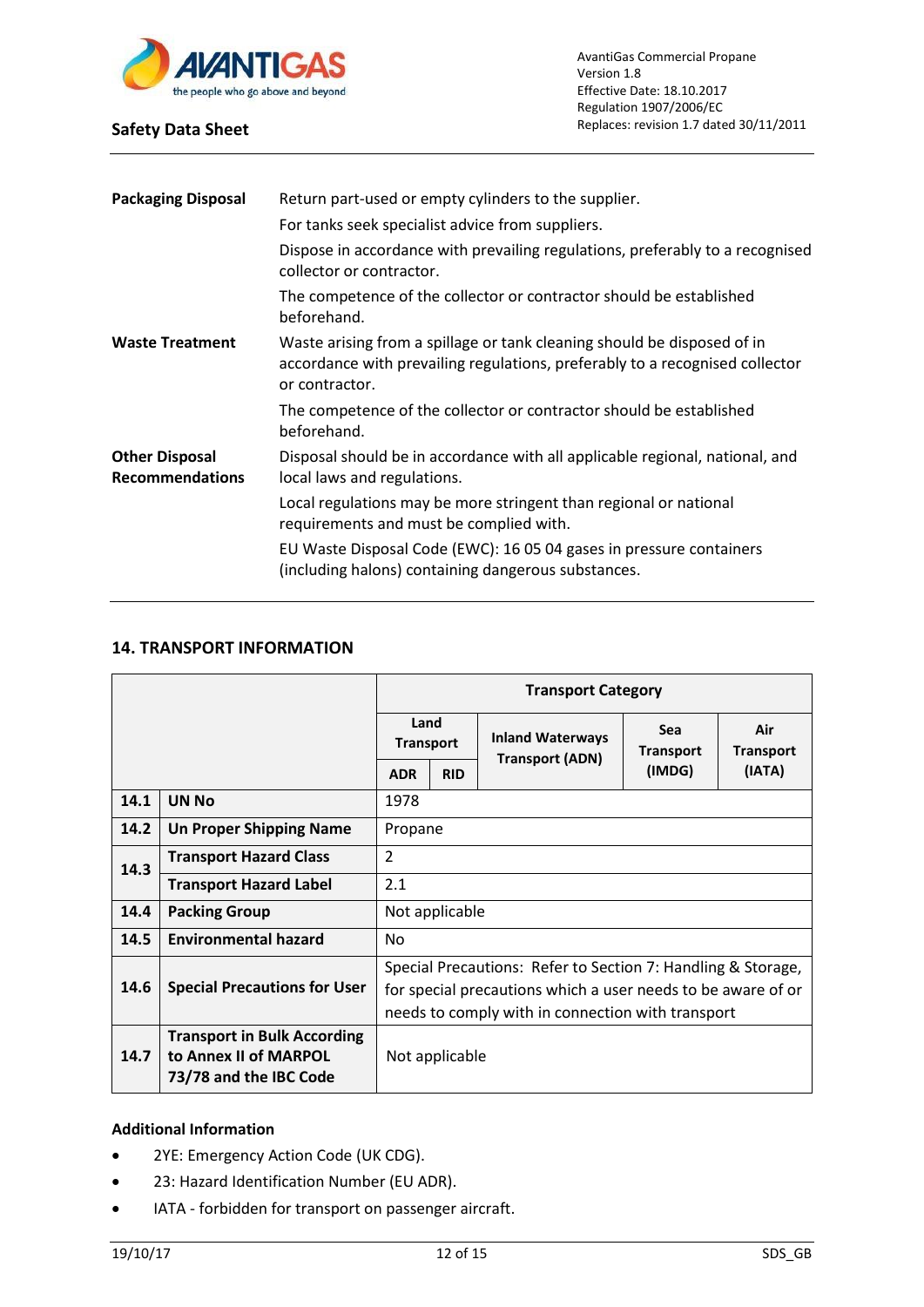| | |
|---|---|
| **Packaging Disposal** | Return part-used or empty cylinders to the supplier.<br>For tanks seek specialist advice from suppliers.<br>Dispose in accordance with prevailing regulations, preferably to a recognised collector or contractor.<br>The competence of the collector or contractor should be established beforehand. |
| **Waste Treatment** | Waste arising from a spillage or tank cleaning should be disposed of in accordance with prevailing regulations, preferably to a recognised collector or contractor.<br>The competence of the collector or contractor should be established beforehand. |
| **Other Disposal Recommendations** | Disposal should be in accordance with all applicable regional, national, and local laws and regulations.<br>Local regulations may be more stringent than regional or national requirements and must be complied with.<br>EU Waste Disposal Code (EWC): 16 05 04 gases in pressure containers (including halons) containing dangerous substances. |

## 14. TRANSPORT INFORMATION

| | | **Transport Category** | | | | |
|---|---|---|---|---|---|---|
| | | **Land Transport** | | **Inland Waterways Transport (ADN)** | **Sea Transport (IMDG)** | **Air Transport (IATA)** |
| | | **ADR** | **RID** | | | |
| **14.1** | **UN No** | 1978 | | | | |
| **14.2** | **Un Proper Shipping Name** | Propane | | | | |
| **14.3** | **Transport Hazard Class** | 2 | | | | |
| | **Transport Hazard Label** | 2.1 | | | | |
| **14.4** | **Packing Group** | Not applicable | | | | |
| **14.5** | **Environmental hazard** | No | | | | |
| **14.6** | **Special Precautions for User** | Special Precautions: Refer to Section 7: Handling & Storage, for special precautions which a user needs to be aware of or needs to comply with in connection with transport | | | | |
| **14.7** | **Transport in Bulk According to Annex II of MARPOL 73/78 and the IBC Code** | Not applicable | | | | |

**Additional Information**

- 2YE: Emergency Action Code (UK CDG).
- 23: Hazard Identification Number (EU ADR).
- IATA - forbidden for transport on passenger aircraft.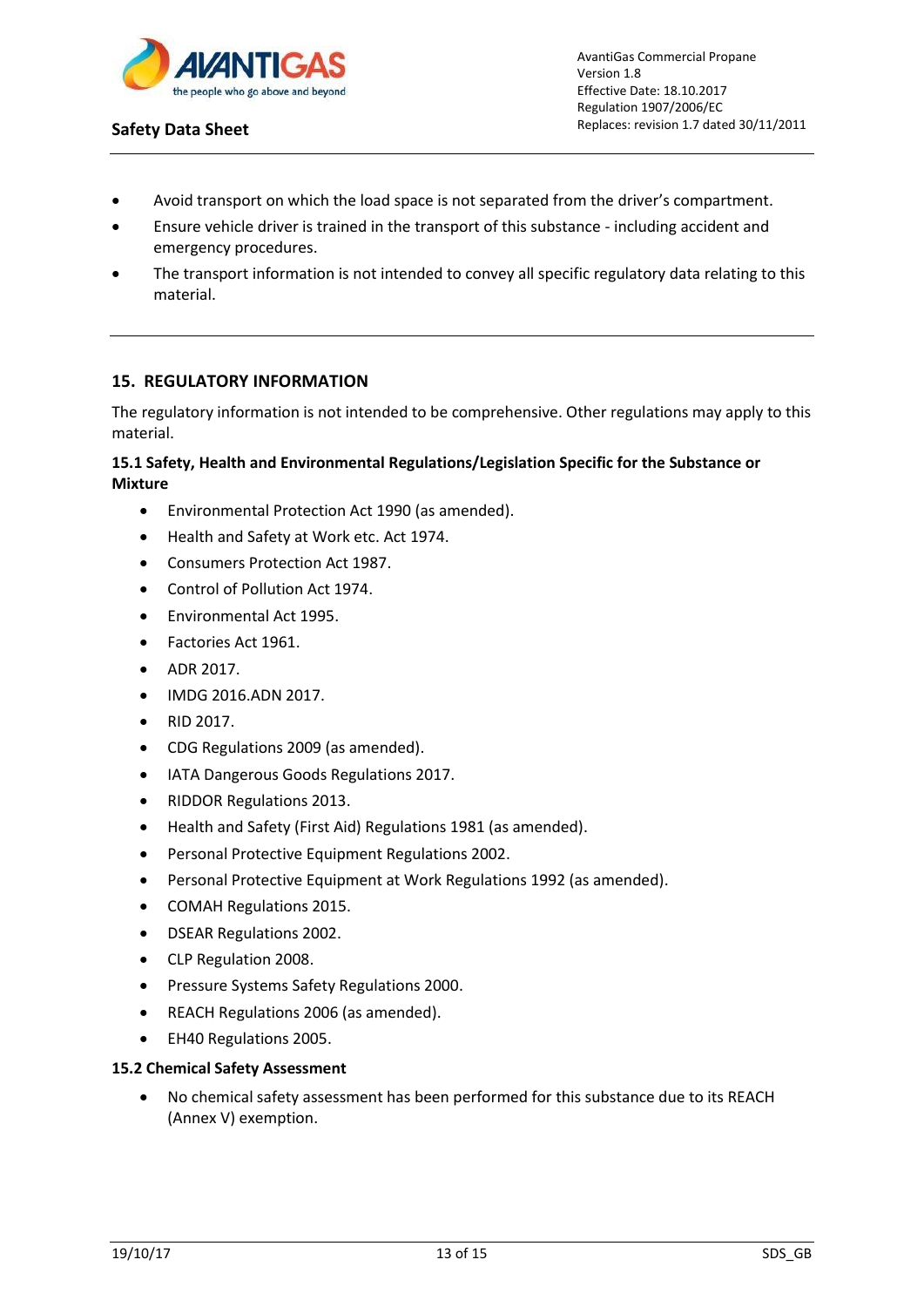- Avoid transport on which the load space is not separated from the driver's compartment.
- Ensure vehicle driver is trained in the transport of this substance - including accident and emergency procedures.
- The transport information is not intended to convey all specific regulatory data relating to this material.

## 15. REGULATORY INFORMATION

The regulatory information is not intended to be comprehensive. Other regulations may apply to this material.

### 15.1 Safety, Health and Environmental Regulations/Legislation Specific for the Substance or Mixture

- Environmental Protection Act 1990 (as amended).
- Health and Safety at Work etc. Act 1974.
- Consumers Protection Act 1987.
- Control of Pollution Act 1974.
- Environmental Act 1995.
- Factories Act 1961.
- ADR 2017.
- IMDG 2016.ADN 2017.
- RID 2017.
- CDG Regulations 2009 (as amended).
- IATA Dangerous Goods Regulations 2017.
- RIDDOR Regulations 2013.
- Health and Safety (First Aid) Regulations 1981 (as amended).
- Personal Protective Equipment Regulations 2002.
- Personal Protective Equipment at Work Regulations 1992 (as amended).
- COMAH Regulations 2015.
- DSEAR Regulations 2002.
- CLP Regulation 2008.
- Pressure Systems Safety Regulations 2000.
- REACH Regulations 2006 (as amended).
- EH40 Regulations 2005.

### 15.2 Chemical Safety Assessment

- No chemical safety assessment has been performed for this substance due to its REACH (Annex V) exemption.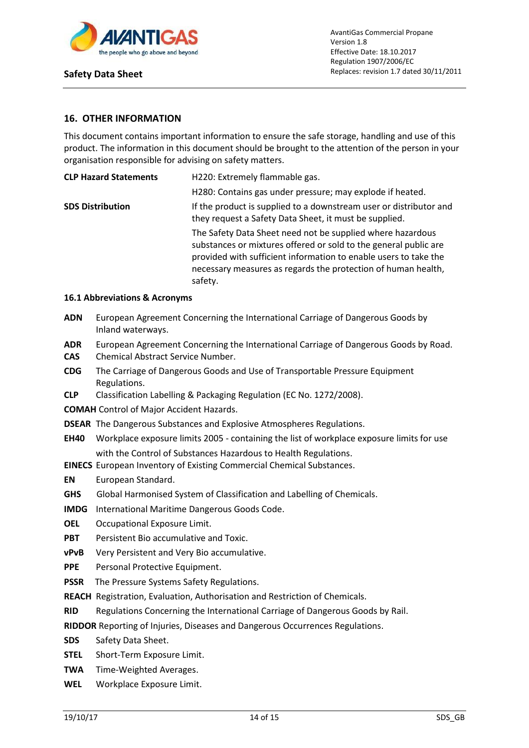## 16. OTHER INFORMATION

This document contains important information to ensure the safe storage, handling and use of this product. The information in this document should be brought to the attention of the person in your organisation responsible for advising on safety matters.

| | |
|---|---|
| **CLP Hazard Statements** | H220: Extremely flammable gas. |
| | H280: Contains gas under pressure; may explode if heated. |
| **SDS Distribution** | If the product is supplied to a downstream user or distributor and they request a Safety Data Sheet, it must be supplied. |
| | The Safety Data Sheet need not be supplied where hazardous substances or mixtures offered or sold to the general public are provided with sufficient information to enable users to take the necessary measures as regards the protection of human health, safety. |

### 16.1 Abbreviations & Acronyms

**ADN** European Agreement Concerning the International Carriage of Dangerous Goods by Inland waterways.

**ADR** European Agreement Concerning the International Carriage of Dangerous Goods by Road.

**CAS** Chemical Abstract Service Number.

**CDG** The Carriage of Dangerous Goods and Use of Transportable Pressure Equipment Regulations.

**CLP** Classification Labelling & Packaging Regulation (EC No. 1272/2008).

**COMAH** Control of Major Accident Hazards.

**DSEAR** The Dangerous Substances and Explosive Atmospheres Regulations.

**EH40** Workplace exposure limits 2005 - containing the list of workplace exposure limits for use with the Control of Substances Hazardous to Health Regulations.

**EINECS** European Inventory of Existing Commercial Chemical Substances.

**EN** European Standard.

**GHS** Global Harmonised System of Classification and Labelling of Chemicals.

**IMDG** International Maritime Dangerous Goods Code.

**OEL** Occupational Exposure Limit.

**PBT** Persistent Bio accumulative and Toxic.

**vPvB** Very Persistent and Very Bio accumulative.

**PPE** Personal Protective Equipment.

**PSSR** The Pressure Systems Safety Regulations.

**REACH** Registration, Evaluation, Authorisation and Restriction of Chemicals.

**RID** Regulations Concerning the International Carriage of Dangerous Goods by Rail.

**RIDDOR** Reporting of Injuries, Diseases and Dangerous Occurrences Regulations.

**SDS** Safety Data Sheet.

**STEL** Short-Term Exposure Limit.

**TWA** Time-Weighted Averages.

**WEL** Workplace Exposure Limit.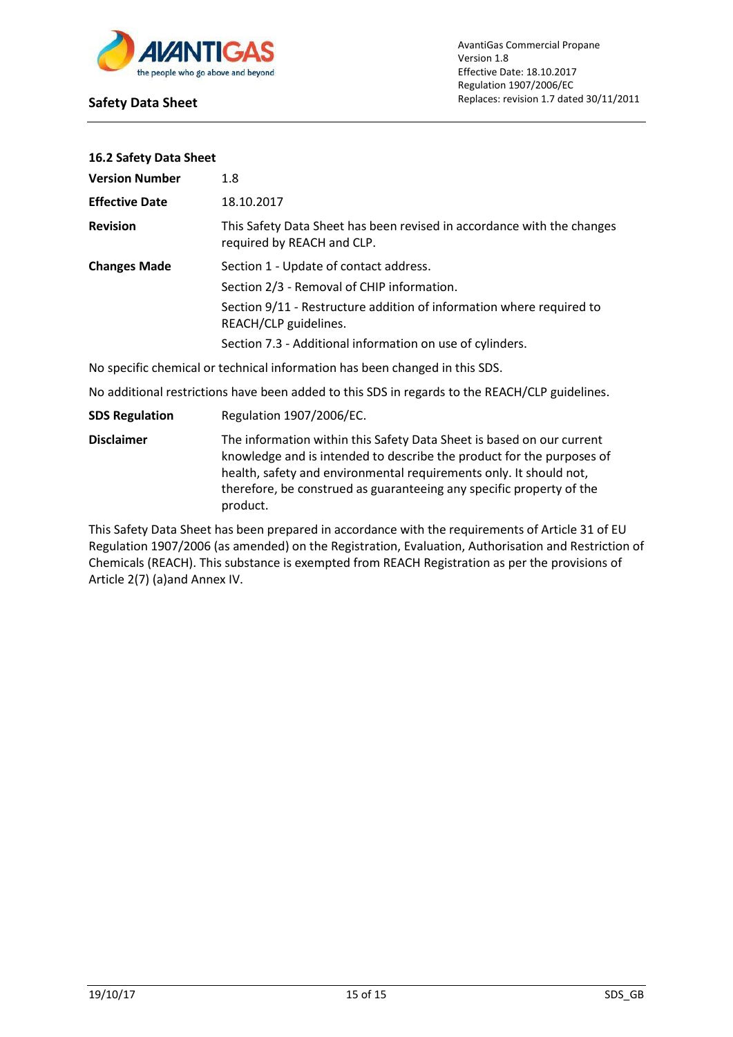### 16.2 Safety Data Sheet

| | |
|---|---|
| **Version Number** | 1.8 |
| **Effective Date** | 18.10.2017 |
| **Revision** | This Safety Data Sheet has been revised in accordance with the changes required by REACH and CLP. |
| **Changes Made** | Section 1 - Update of contact address.<br>Section 2/3 - Removal of CHIP information.<br>Section 9/11 - Restructure addition of information where required to REACH/CLP guidelines.<br>Section 7.3 - Additional information on use of cylinders. |

No specific chemical or technical information has been changed in this SDS.

No additional restrictions have been added to this SDS in regards to the REACH/CLP guidelines.

| | |
|---|---|
| **SDS Regulation** | Regulation 1907/2006/EC. |
| **Disclaimer** | The information within this Safety Data Sheet is based on our current knowledge and is intended to describe the product for the purposes of health, safety and environmental requirements only. It should not, therefore, be construed as guaranteeing any specific property of the product. |

This Safety Data Sheet has been prepared in accordance with the requirements of Article 31 of EU Regulation 1907/2006 (as amended) on the Registration, Evaluation, Authorisation and Restriction of Chemicals (REACH). This substance is exempted from REACH Registration as per the provisions of Article 2(7) (a)and Annex IV.